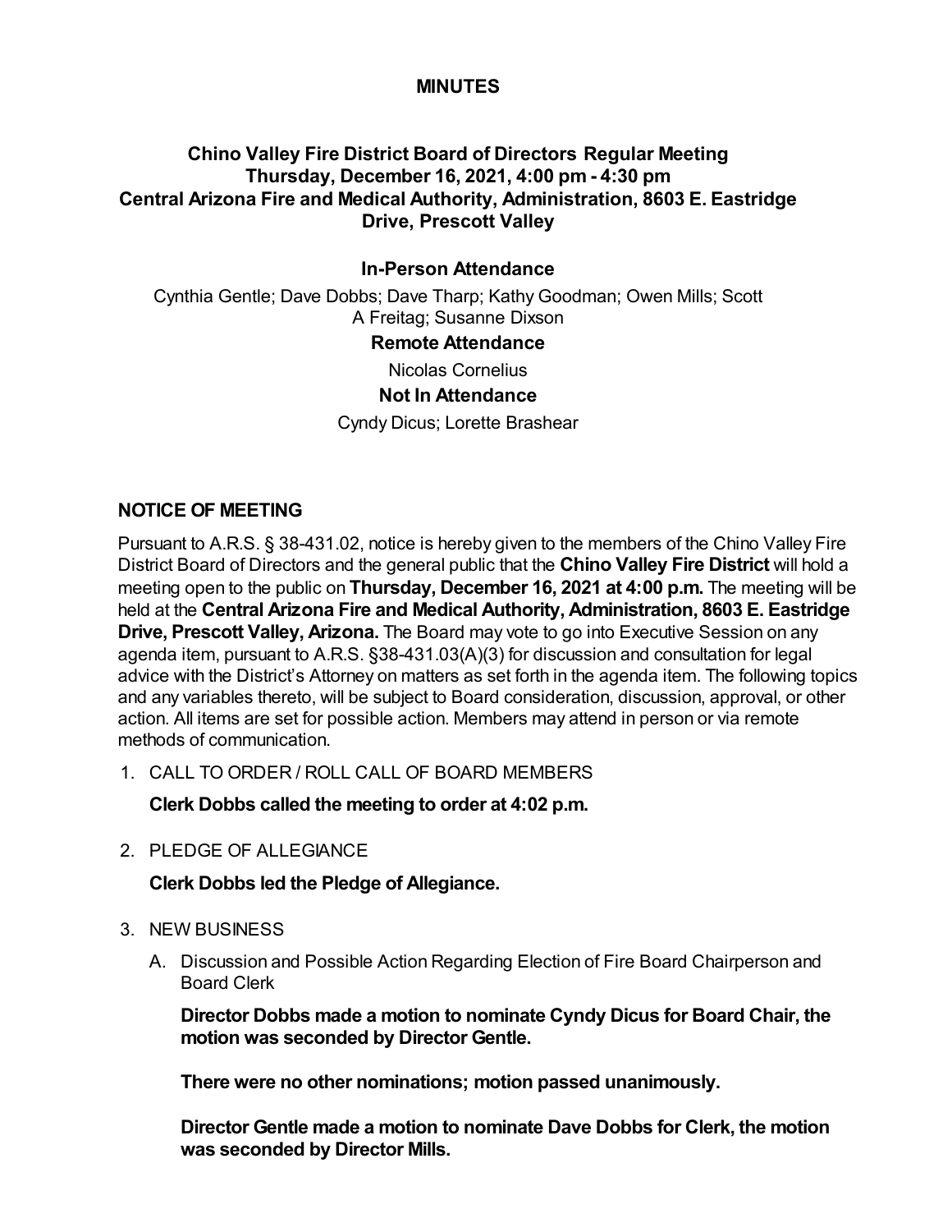# MINUTES

## Chino Valley Fire District Board of Directors Regular Meeting
## Thursday, December 16, 2021, 4:00 pm - 4:30 pm
## Central Arizona Fire and Medical Authority, Administration, 8603 E. Eastridge Drive, Prescott Valley

### In-Person Attendance

Cynthia Gentle; Dave Dobbs; Dave Tharp; Kathy Goodman; Owen Mills; Scott A Freitag; Susanne Dixson

### Remote Attendance

Nicolas Cornelius

### Not In Attendance

Cyndy Dicus; Lorette Brashear

## NOTICE OF MEETING

Pursuant to A.R.S. § 38-431.02, notice is hereby given to the members of the Chino Valley Fire District Board of Directors and the general public that the **Chino Valley Fire District** will hold a meeting open to the public on **Thursday, December 16, 2021 at 4:00 p.m.** The meeting will be held at the **Central Arizona Fire and Medical Authority, Administration, 8603 E. Eastridge Drive, Prescott Valley, Arizona.** The Board may vote to go into Executive Session on any agenda item, pursuant to A.R.S. §38-431.03(A)(3) for discussion and consultation for legal advice with the District's Attorney on matters as set forth in the agenda item. The following topics and any variables thereto, will be subject to Board consideration, discussion, approval, or other action. All items are set for possible action. Members may attend in person or via remote methods of communication.

1. CALL TO ORDER / ROLL CALL OF BOARD MEMBERS

   **Clerk Dobbs called the meeting to order at 4:02 p.m.**

2. PLEDGE OF ALLEGIANCE

   **Clerk Dobbs led the Pledge of Allegiance.**

3. NEW BUSINESS

   A. Discussion and Possible Action Regarding Election of Fire Board Chairperson and Board Clerk

      **Director Dobbs made a motion to nominate Cyndy Dicus for Board Chair, the motion was seconded by Director Gentle.**

      **There were no other nominations; motion passed unanimously.**

      **Director Gentle made a motion to nominate Dave Dobbs for Clerk, the motion was seconded by Director Mills.**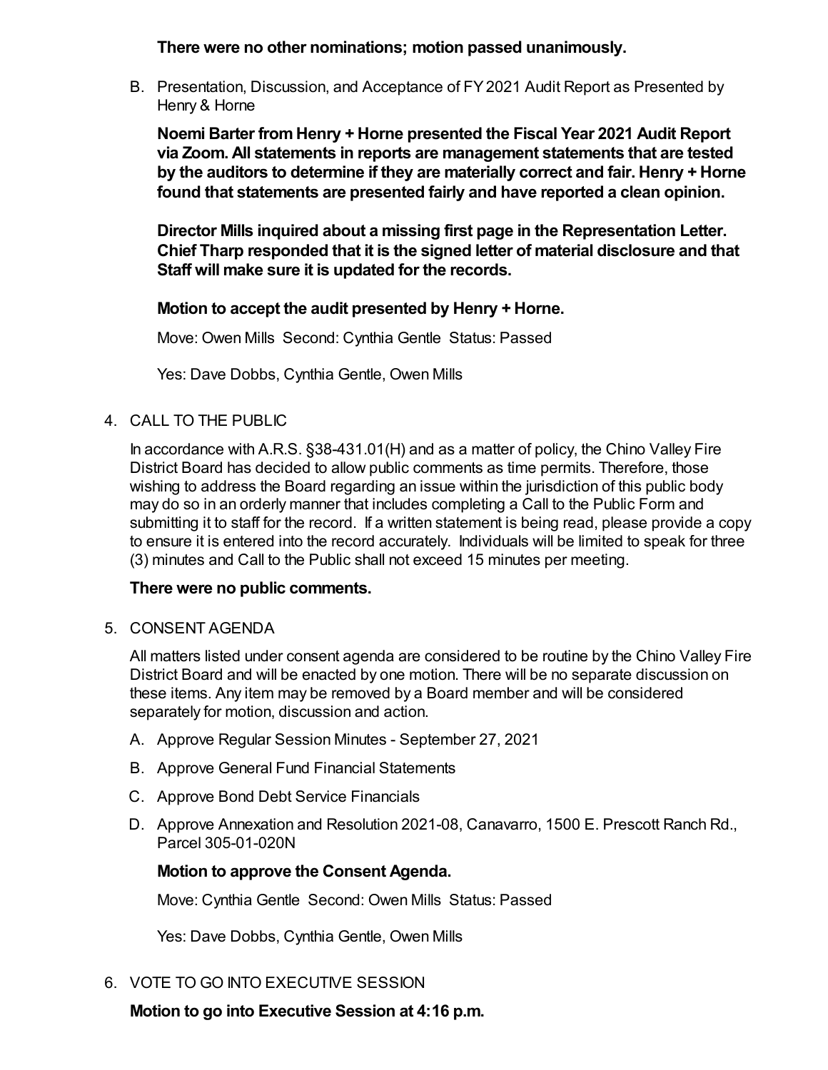**There were no other nominations; motion passed unanimously.**

B. Presentation, Discussion, and Acceptance of FY 2021 Audit Report as Presented by Henry & Horne

   **Noemi Barter from Henry + Horne presented the Fiscal Year 2021 Audit Report via Zoom. All statements in reports are management statements that are tested by the auditors to determine if they are materially correct and fair. Henry + Horne found that statements are presented fairly and have reported a clean opinion.**

   **Director Mills inquired about a missing first page in the Representation Letter. Chief Tharp responded that it is the signed letter of material disclosure and that Staff will make sure it is updated for the records.**

   **Motion to accept the audit presented by Henry + Horne.**

   Move: Owen Mills Second: Cynthia Gentle Status: Passed

   Yes: Dave Dobbs, Cynthia Gentle, Owen Mills

4. CALL TO THE PUBLIC

   In accordance with A.R.S. §38-431.01(H) and as a matter of policy, the Chino Valley Fire District Board has decided to allow public comments as time permits. Therefore, those wishing to address the Board regarding an issue within the jurisdiction of this public body may do so in an orderly manner that includes completing a Call to the Public Form and submitting it to staff for the record. If a written statement is being read, please provide a copy to ensure it is entered into the record accurately. Individuals will be limited to speak for three (3) minutes and Call to the Public shall not exceed 15 minutes per meeting.

   **There were no public comments.**

5. CONSENT AGENDA

   All matters listed under consent agenda are considered to be routine by the Chino Valley Fire District Board and will be enacted by one motion. There will be no separate discussion on these items. Any item may be removed by a Board member and will be considered separately for motion, discussion and action.

   A. Approve Regular Session Minutes - September 27, 2021
   B. Approve General Fund Financial Statements
   C. Approve Bond Debt Service Financials
   D. Approve Annexation and Resolution 2021-08, Canavarro, 1500 E. Prescott Ranch Rd., Parcel 305-01-020N

   **Motion to approve the Consent Agenda.**

   Move: Cynthia Gentle Second: Owen Mills Status: Passed

   Yes: Dave Dobbs, Cynthia Gentle, Owen Mills

6. VOTE TO GO INTO EXECUTIVE SESSION

   **Motion to go into Executive Session at 4:16 p.m.**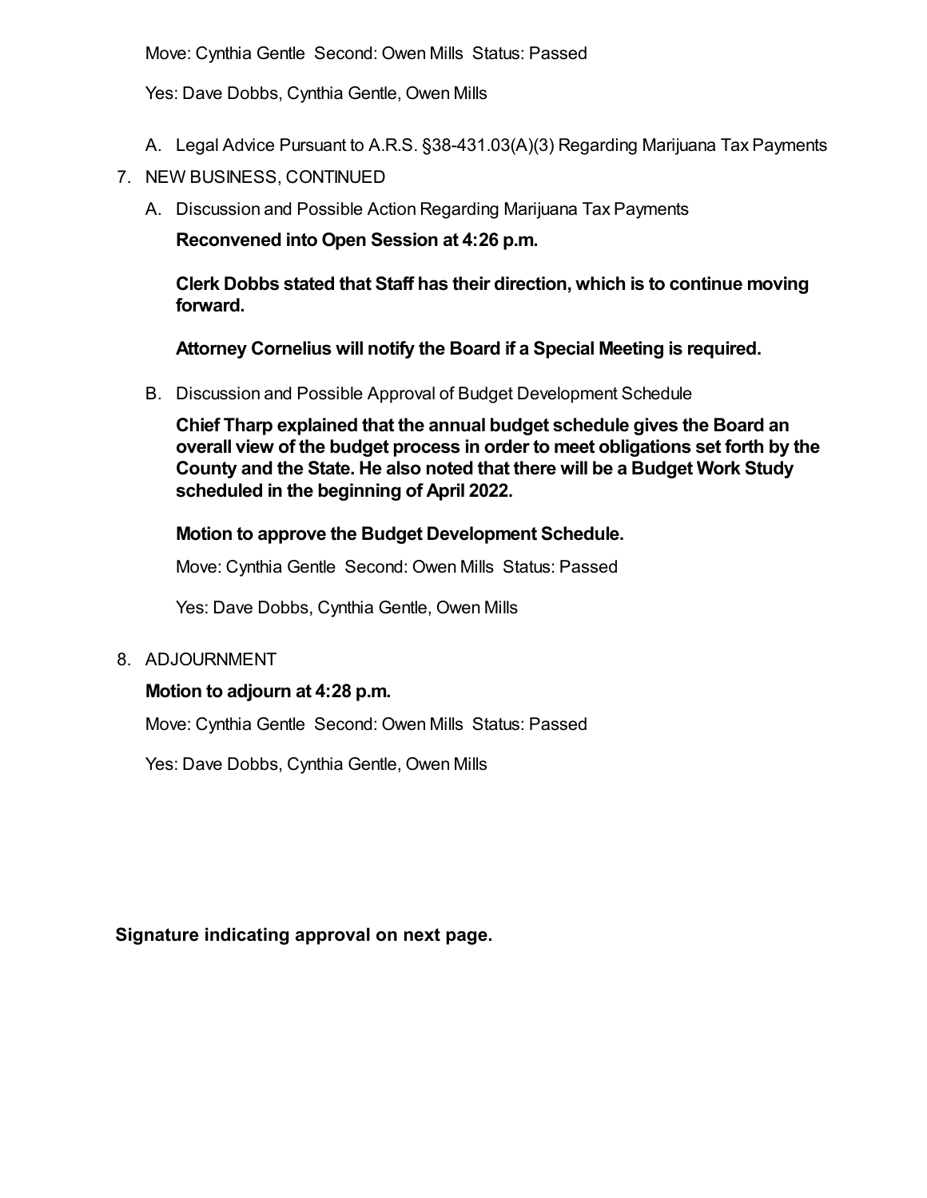Move: Cynthia Gentle  Second: Owen Mills  Status: Passed

Yes: Dave Dobbs, Cynthia Gentle, Owen Mills

A. Legal Advice Pursuant to A.R.S. §38-431.03(A)(3) Regarding Marijuana Tax Payments

7. NEW BUSINESS, CONTINUED

   A. Discussion and Possible Action Regarding Marijuana Tax Payments

   **Reconvened into Open Session at 4:26 p.m.**

   **Clerk Dobbs stated that Staff has their direction, which is to continue moving forward.**

   **Attorney Cornelius will notify the Board if a Special Meeting is required.**

   B. Discussion and Possible Approval of Budget Development Schedule

   **Chief Tharp explained that the annual budget schedule gives the Board an overall view of the budget process in order to meet obligations set forth by the County and the State. He also noted that there will be a Budget Work Study scheduled in the beginning of April 2022.**

   **Motion to approve the Budget Development Schedule.**

   Move: Cynthia Gentle  Second: Owen Mills  Status: Passed

   Yes: Dave Dobbs, Cynthia Gentle, Owen Mills

8. ADJOURNMENT

   **Motion to adjourn at 4:28 p.m.**

   Move: Cynthia Gentle  Second: Owen Mills  Status: Passed

   Yes: Dave Dobbs, Cynthia Gentle, Owen Mills

**Signature indicating approval on next page.**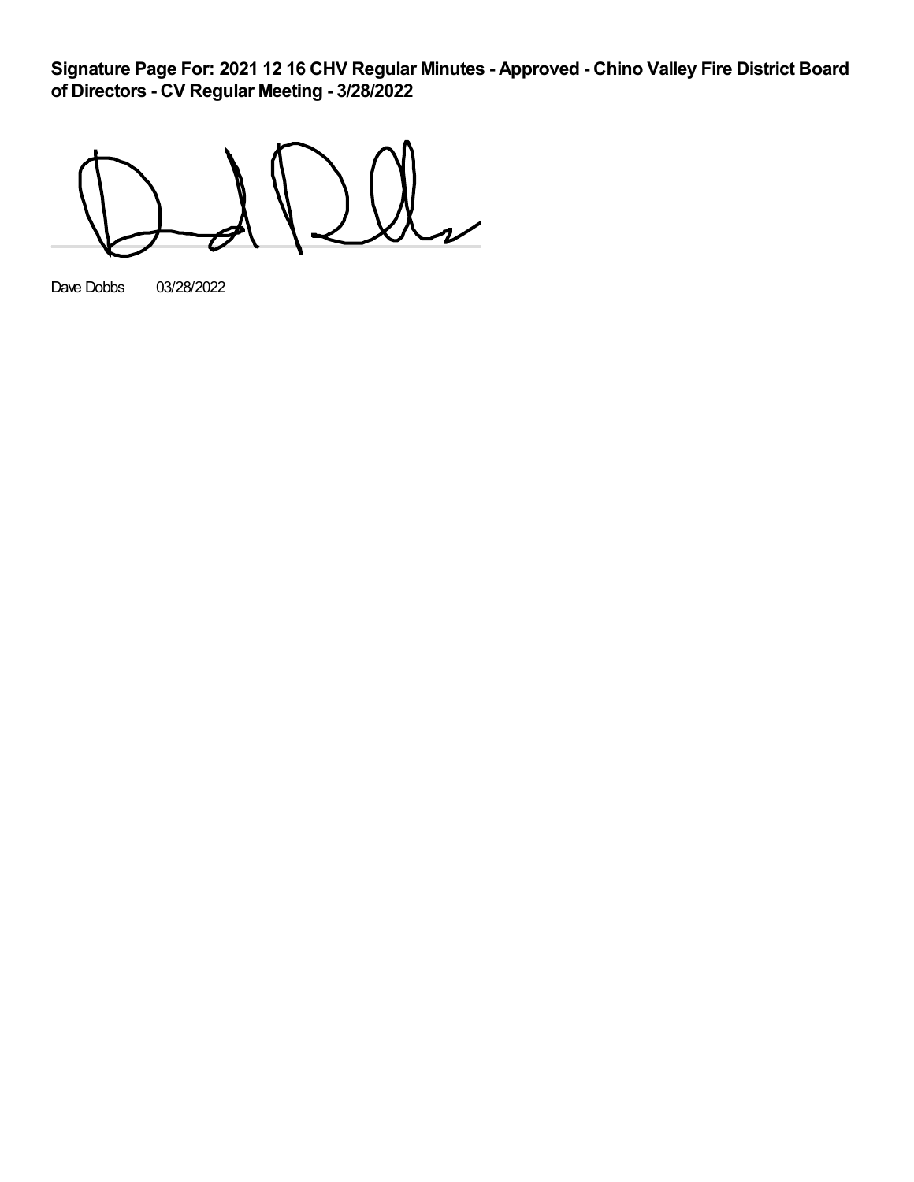**Signature Page For: 2021 12 16 CHV Regular Minutes - Approved - Chino Valley Fire District Board of Directors - CV Regular Meeting - 3/28/2022**

Dave Dobbs 03/28/2022